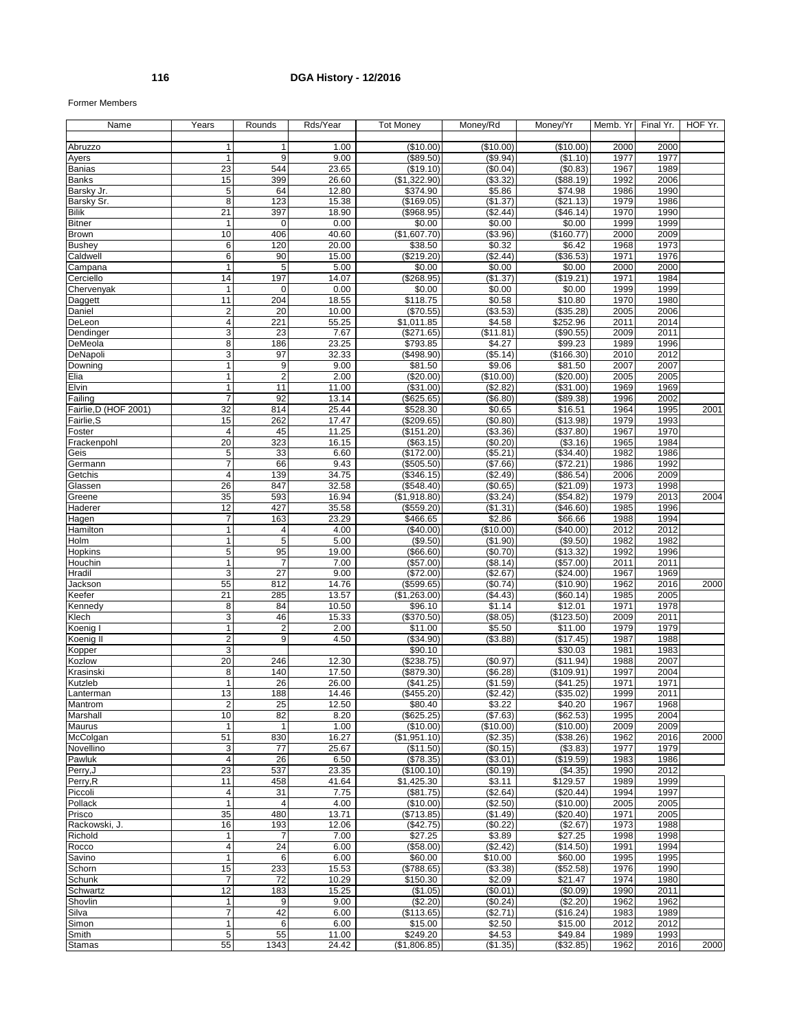Former Members

| Name | Years | Rounds | Rds/Year | Tot Money | Money/Rd | Money/Yr | Memb. Yr | Final Yr. | HOF Yr. |
|---|---|---|---|---|---|---|---|---|---|
| Abruzzo | 1 | 1 | 1.00 | ($10.00) | ($10.00) | ($10.00) | 2000 | 2000 | |
| Ayers | 1 | 9 | 9.00 | ($89.50) | ($9.94) | ($1.10) | 1977 | 1977 | |
| Banias | 23 | 544 | 23.65 | ($19.10) | ($0.04) | ($0.83) | 1967 | 1989 | |
| Banks | 15 | 399 | 26.60 | ($1,322.90) | ($3.32) | ($88.19) | 1992 | 2006 | |
| Barsky Jr. | 5 | 64 | 12.80 | $374.90 | $5.86 | $74.98 | 1986 | 1990 | |
| Barsky Sr. | 8 | 123 | 15.38 | ($169.05) | ($1.37) | ($21.13) | 1979 | 1986 | |
| Bilik | 21 | 397 | 18.90 | ($968.95) | ($2.44) | ($46.14) | 1970 | 1990 | |
| Bitner | 1 | 0 | 0.00 | $0.00 | $0.00 | $0.00 | 1999 | 1999 | |
| Brown | 10 | 406 | 40.60 | ($1,607.70) | ($3.96) | ($160.77) | 2000 | 2009 | |
| Bushey | 6 | 120 | 20.00 | $38.50 | $0.32 | $6.42 | 1968 | 1973 | |
| Caldwell | 6 | 90 | 15.00 | ($219.20) | ($2.44) | ($36.53) | 1971 | 1976 | |
| Campana | 1 | 5 | 5.00 | $0.00 | $0.00 | $0.00 | 2000 | 2000 | |
| Cerciello | 14 | 197 | 14.07 | ($268.95) | ($1.37) | ($19.21) | 1971 | 1984 | |
| Chervenyak | 1 | 0 | 0.00 | $0.00 | $0.00 | $0.00 | 1999 | 1999 | |
| Daggett | 11 | 204 | 18.55 | $118.75 | $0.58 | $10.80 | 1970 | 1980 | |
| Daniel | 2 | 20 | 10.00 | ($70.55) | ($3.53) | ($35.28) | 2005 | 2006 | |
| DeLeon | 4 | 221 | 55.25 | $1,011.85 | $4.58 | $252.96 | 2011 | 2014 | |
| Dendinger | 3 | 23 | 7.67 | ($271.65) | ($11.81) | ($90.55) | 2009 | 2011 | |
| DeMeola | 8 | 186 | 23.25 | $793.85 | $4.27 | $99.23 | 1989 | 1996 | |
| DeNapoli | 3 | 97 | 32.33 | ($498.90) | ($5.14) | ($166.30) | 2010 | 2012 | |
| Downing | 1 | 9 | 9.00 | $81.50 | $9.06 | $81.50 | 2007 | 2007 | |
| Elia | 1 | 2 | 2.00 | ($20.00) | ($10.00) | ($20.00) | 2005 | 2005 | |
| Elvin | 1 | 11 | 11.00 | ($31.00) | ($2.82) | ($31.00) | 1969 | 1969 | |
| Failing | 7 | 92 | 13.14 | ($625.65) | ($6.80) | ($89.38) | 1996 | 2002 | |
| Fairlie,D (HOF 2001) | 32 | 814 | 25.44 | $528.30 | $0.65 | $16.51 | 1964 | 1995 | 2001 |
| Fairlie,S | 15 | 262 | 17.47 | ($209.65) | ($0.80) | ($13.98) | 1979 | 1993 | |
| Foster | 4 | 45 | 11.25 | ($151.20) | ($3.36) | ($37.80) | 1967 | 1970 | |
| Frackenpohl | 20 | 323 | 16.15 | ($63.15) | ($0.20) | ($3.16) | 1965 | 1984 | |
| Geis | 5 | 33 | 6.60 | ($172.00) | ($5.21) | ($34.40) | 1982 | 1986 | |
| Germann | 7 | 66 | 9.43 | ($505.50) | ($7.66) | ($72.21) | 1986 | 1992 | |
| Getchis | 4 | 139 | 34.75 | ($346.15) | ($2.49) | ($86.54) | 2006 | 2009 | |
| Glassen | 26 | 847 | 32.58 | ($548.40) | ($0.65) | ($21.09) | 1973 | 1998 | |
| Greene | 35 | 593 | 16.94 | ($1,918.80) | ($3.24) | ($54.82) | 1979 | 2013 | 2004 |
| Haderer | 12 | 427 | 35.58 | ($559.20) | ($1.31) | ($46.60) | 1985 | 1996 | |
| Hagen | 7 | 163 | 23.29 | $466.65 | $2.86 | $66.66 | 1988 | 1994 | |
| Hamilton | 1 | 4 | 4.00 | ($40.00) | ($10.00) | ($40.00) | 2012 | 2012 | |
| Holm | 1 | 5 | 5.00 | ($9.50) | ($1.90) | ($9.50) | 1982 | 1982 | |
| Hopkins | 5 | 95 | 19.00 | ($66.60) | ($0.70) | ($13.32) | 1992 | 1996 | |
| Houchin | 1 | 7 | 7.00 | ($57.00) | ($8.14) | ($57.00) | 2011 | 2011 | |
| Hradil | 3 | 27 | 9.00 | ($72.00) | ($2.67) | ($24.00) | 1967 | 1969 | |
| Jackson | 55 | 812 | 14.76 | ($599.65) | ($0.74) | ($10.90) | 1962 | 2016 | 2000 |
| Keefer | 21 | 285 | 13.57 | ($1,263.00) | ($4.43) | ($60.14) | 1985 | 2005 | |
| Kennedy | 8 | 84 | 10.50 | $96.10 | $1.14 | $12.01 | 1971 | 1978 | |
| Klech | 3 | 46 | 15.33 | ($370.50) | ($8.05) | ($123.50) | 2009 | 2011 | |
| Koenig I | 1 | 2 | 2.00 | $11.00 | $5.50 | $11.00 | 1979 | 1979 | |
| Koenig II | 2 | 9 | 4.50 | ($34.90) | ($3.88) | ($17.45) | 1987 | 1988 | |
| Kopper | 3 | | | $90.10 | | $30.03 | 1981 | 1983 | |
| Kozlow | 20 | 246 | 12.30 | ($238.75) | ($0.97) | ($11.94) | 1988 | 2007 | |
| Krasinski | 8 | 140 | 17.50 | ($879.30) | ($6.28) | ($109.91) | 1997 | 2004 | |
| Kutzleb | 1 | 26 | 26.00 | ($41.25) | ($1.59) | ($41.25) | 1971 | 1971 | |
| Lanterman | 13 | 188 | 14.46 | ($455.20) | ($2.42) | ($35.02) | 1999 | 2011 | |
| Mantrom | 2 | 25 | 12.50 | $80.40 | $3.22 | $40.20 | 1967 | 1968 | |
| Marshall | 10 | 82 | 8.20 | ($625.25) | ($7.63) | ($62.53) | 1995 | 2004 | |
| Maurus | 1 | 1 | 1.00 | ($10.00) | ($10.00) | ($10.00) | 2009 | 2009 | |
| McColgan | 51 | 830 | 16.27 | ($1,951.10) | ($2.35) | ($38.26) | 1962 | 2016 | 2000 |
| Novellino | 3 | 77 | 25.67 | ($11.50) | ($0.15) | ($3.83) | 1977 | 1979 | |
| Pawluk | 4 | 26 | 6.50 | ($78.35) | ($3.01) | ($19.59) | 1983 | 1986 | |
| Perry,J | 23 | 537 | 23.35 | ($100.10) | ($0.19) | ($4.35) | 1990 | 2012 | |
| Perry,R | 11 | 458 | 41.64 | $1,425.30 | $3.11 | $129.57 | 1989 | 1999 | |
| Piccoli | 4 | 31 | 7.75 | ($81.75) | ($2.64) | ($20.44) | 1994 | 1997 | |
| Pollack | 1 | 4 | 4.00 | ($10.00) | ($2.50) | ($10.00) | 2005 | 2005 | |
| Prisco | 35 | 480 | 13.71 | ($713.85) | ($1.49) | ($20.40) | 1971 | 2005 | |
| Rackowski, J. | 16 | 193 | 12.06 | ($42.75) | ($0.22) | ($2.67) | 1973 | 1988 | |
| Richold | 1 | 7 | 7.00 | $27.25 | $3.89 | $27.25 | 1998 | 1998 | |
| Rocco | 4 | 24 | 6.00 | ($58.00) | ($2.42) | ($14.50) | 1991 | 1994 | |
| Savino | 1 | 6 | 6.00 | $60.00 | $10.00 | $60.00 | 1995 | 1995 | |
| Schorn | 15 | 233 | 15.53 | ($788.65) | ($3.38) | ($52.58) | 1976 | 1990 | |
| Schunk | 7 | 72 | 10.29 | $150.30 | $2.09 | $21.47 | 1974 | 1980 | |
| Schwartz | 12 | 183 | 15.25 | ($1.05) | ($0.01) | ($0.09) | 1990 | 2011 | |
| Shovlin | 1 | 9 | 9.00 | ($2.20) | ($0.24) | ($2.20) | 1962 | 1962 | |
| Silva | 7 | 42 | 6.00 | ($113.65) | ($2.71) | ($16.24) | 1983 | 1989 | |
| Simon | 1 | 6 | 6.00 | $15.00 | $2.50 | $15.00 | 2012 | 2012 | |
| Smith | 5 | 55 | 11.00 | $249.20 | $4.53 | $49.84 | 1989 | 1993 | |
| Stamas | 55 | 1343 | 24.42 | ($1,806.85) | ($1.35) | ($32.85) | 1962 | 2016 | 2000 |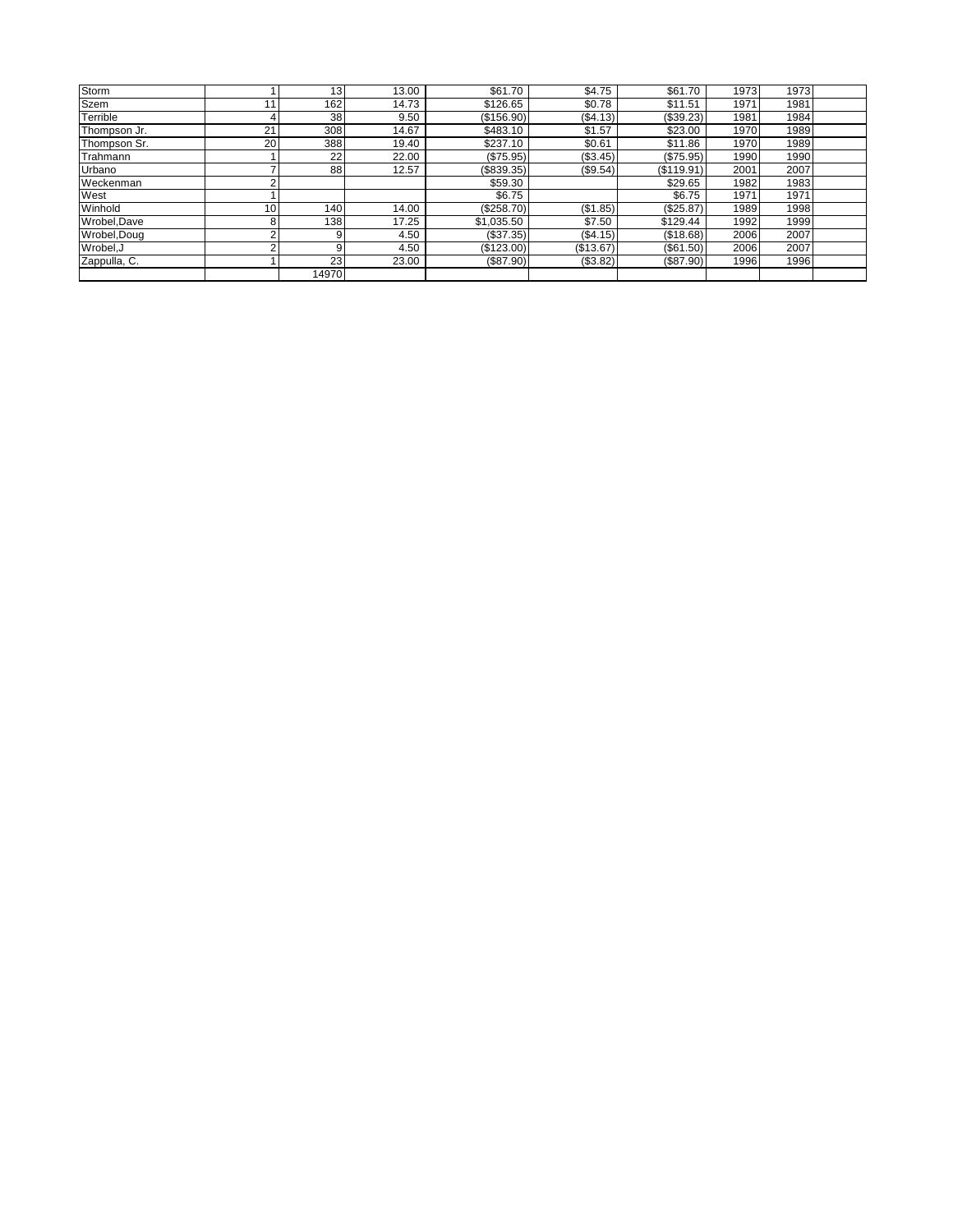| | | | | | | | | | |
|---|---|---|---|---|---|---|---|---|---|
| Storm | 1 | 13 | 13.00 | $61.70 | $4.75 | $61.70 | 1973 | 1973 | |
| Szem | 11 | 162 | 14.73 | $126.65 | $0.78 | $11.51 | 1971 | 1981 | |
| Terrible | 4 | 38 | 9.50 | ($156.90) | ($4.13) | ($39.23) | 1981 | 1984 | |
| Thompson Jr. | 21 | 308 | 14.67 | $483.10 | $1.57 | $23.00 | 1970 | 1989 | |
| Thompson Sr. | 20 | 388 | 19.40 | $237.10 | $0.61 | $11.86 | 1970 | 1989 | |
| Trahmann | 1 | 22 | 22.00 | ($75.95) | ($3.45) | ($75.95) | 1990 | 1990 | |
| Urbano | 7 | 88 | 12.57 | ($839.35) | ($9.54) | ($119.91) | 2001 | 2007 | |
| Weckenman | 2 | | | $59.30 | | $29.65 | 1982 | 1983 | |
| West | 1 | | | $6.75 | | $6.75 | 1971 | 1971 | |
| Winhold | 10 | 140 | 14.00 | ($258.70) | ($1.85) | ($25.87) | 1989 | 1998 | |
| Wrobel,Dave | 8 | 138 | 17.25 | $1,035.50 | $7.50 | $129.44 | 1992 | 1999 | |
| Wrobel,Doug | 2 | 9 | 4.50 | ($37.35) | ($4.15) | ($18.68) | 2006 | 2007 | |
| Wrobel,J | 2 | 9 | 4.50 | ($123.00) | ($13.67) | ($61.50) | 2006 | 2007 | |
| Zappulla, C. | 1 | 23 | 23.00 | ($87.90) | ($3.82) | ($87.90) | 1996 | 1996 | |
| | | 14970 | | | | | | | |